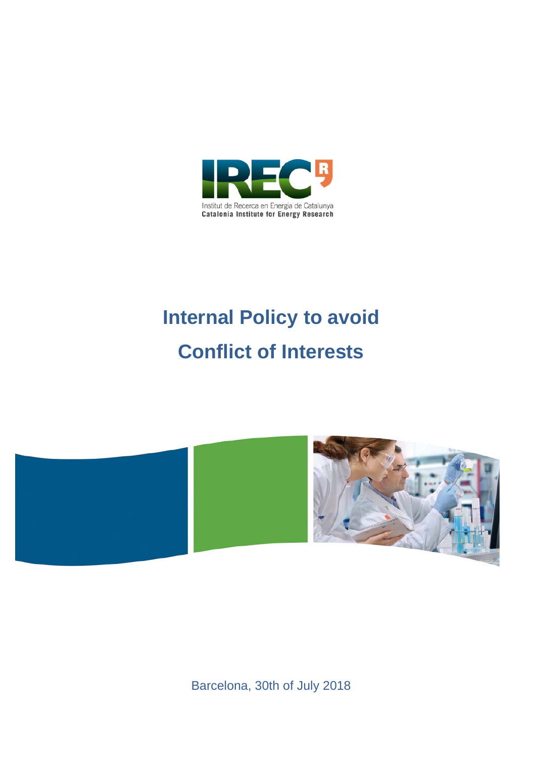IREC

Institut de Recerca en Energia de Catalunya
Catalonia Institute for Energy Research

# Internal Policy to avoid Conflict of Interests

Barcelona, 30th of July 2018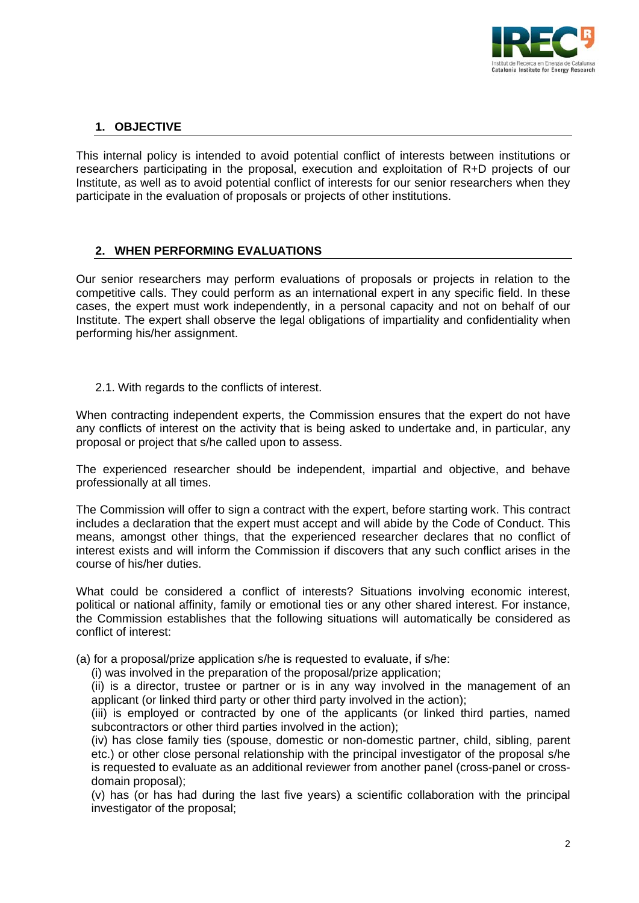## 1. OBJECTIVE

This internal policy is intended to avoid potential conflict of interests between institutions or researchers participating in the proposal, execution and exploitation of R+D projects of our Institute, as well as to avoid potential conflict of interests for our senior researchers when they participate in the evaluation of proposals or projects of other institutions.

## 2. WHEN PERFORMING EVALUATIONS

Our senior researchers may perform evaluations of proposals or projects in relation to the competitive calls. They could perform as an international expert in any specific field. In these cases, the expert must work independently, in a personal capacity and not on behalf of our Institute. The expert shall observe the legal obligations of impartiality and confidentiality when performing his/her assignment.

### 2.1. With regards to the conflicts of interest.

When contracting independent experts, the Commission ensures that the expert do not have any conflicts of interest on the activity that is being asked to undertake and, in particular, any proposal or project that s/he called upon to assess.

The experienced researcher should be independent, impartial and objective, and behave professionally at all times.

The Commission will offer to sign a contract with the expert, before starting work. This contract includes a declaration that the expert must accept and will abide by the Code of Conduct. This means, amongst other things, that the experienced researcher declares that no conflict of interest exists and will inform the Commission if discovers that any such conflict arises in the course of his/her duties.

What could be considered a conflict of interests? Situations involving economic interest, political or national affinity, family or emotional ties or any other shared interest. For instance, the Commission establishes that the following situations will automatically be considered as conflict of interest:

(a) for a proposal/prize application s/he is requested to evaluate, if s/he:

(i) was involved in the preparation of the proposal/prize application;

(ii) is a director, trustee or partner or is in any way involved in the management of an applicant (or linked third party or other third party involved in the action);

(iii) is employed or contracted by one of the applicants (or linked third parties, named subcontractors or other third parties involved in the action);

(iv) has close family ties (spouse, domestic or non-domestic partner, child, sibling, parent etc.) or other close personal relationship with the principal investigator of the proposal s/he is requested to evaluate as an additional reviewer from another panel (cross-panel or cross-domain proposal);

(v) has (or has had during the last five years) a scientific collaboration with the principal investigator of the proposal;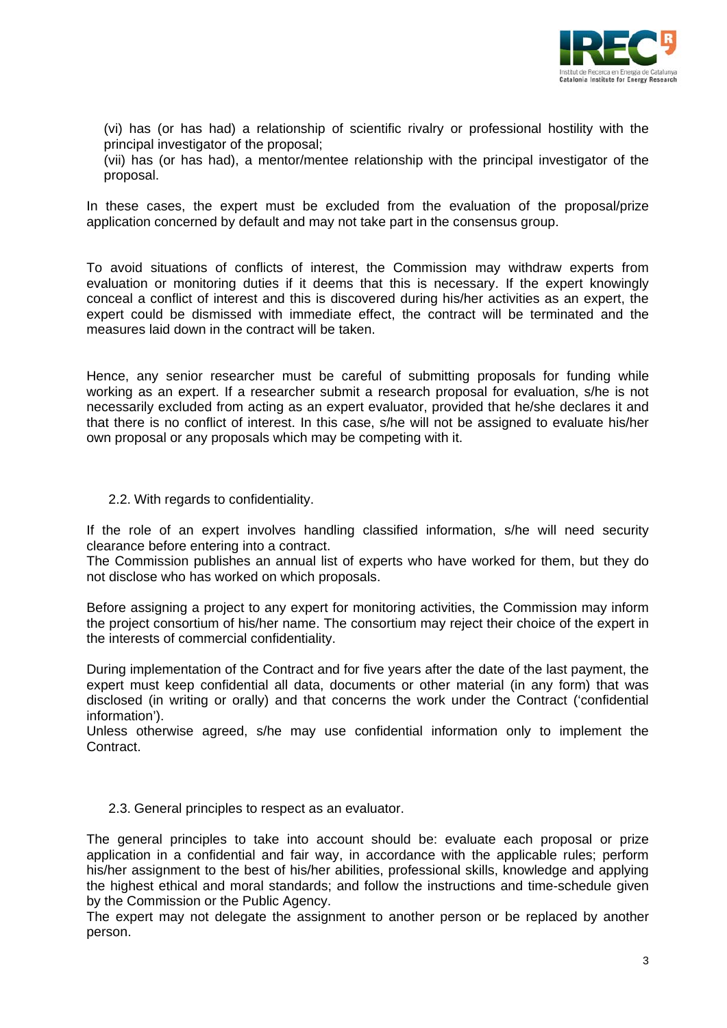(vi) has (or has had) a relationship of scientific rivalry or professional hostility with the principal investigator of the proposal;
(vii) has (or has had), a mentor/mentee relationship with the principal investigator of the proposal.

In these cases, the expert must be excluded from the evaluation of the proposal/prize application concerned by default and may not take part in the consensus group.

To avoid situations of conflicts of interest, the Commission may withdraw experts from evaluation or monitoring duties if it deems that this is necessary. If the expert knowingly conceal a conflict of interest and this is discovered during his/her activities as an expert, the expert could be dismissed with immediate effect, the contract will be terminated and the measures laid down in the contract will be taken.

Hence, any senior researcher must be careful of submitting proposals for funding while working as an expert. If a researcher submit a research proposal for evaluation, s/he is not necessarily excluded from acting as an expert evaluator, provided that he/she declares it and that there is no conflict of interest. In this case, s/he will not be assigned to evaluate his/her own proposal or any proposals which may be competing with it.

### 2.2. With regards to confidentiality.

If the role of an expert involves handling classified information, s/he will need security clearance before entering into a contract.
The Commission publishes an annual list of experts who have worked for them, but they do not disclose who has worked on which proposals.

Before assigning a project to any expert for monitoring activities, the Commission may inform the project consortium of his/her name. The consortium may reject their choice of the expert in the interests of commercial confidentiality.

During implementation of the Contract and for five years after the date of the last payment, the expert must keep confidential all data, documents or other material (in any form) that was disclosed (in writing or orally) and that concerns the work under the Contract ('confidential information').
Unless otherwise agreed, s/he may use confidential information only to implement the Contract.

### 2.3. General principles to respect as an evaluator.

The general principles to take into account should be: evaluate each proposal or prize application in a confidential and fair way, in accordance with the applicable rules; perform his/her assignment to the best of his/her abilities, professional skills, knowledge and applying the highest ethical and moral standards; and follow the instructions and time-schedule given by the Commission or the Public Agency.
The expert may not delegate the assignment to another person or be replaced by another person.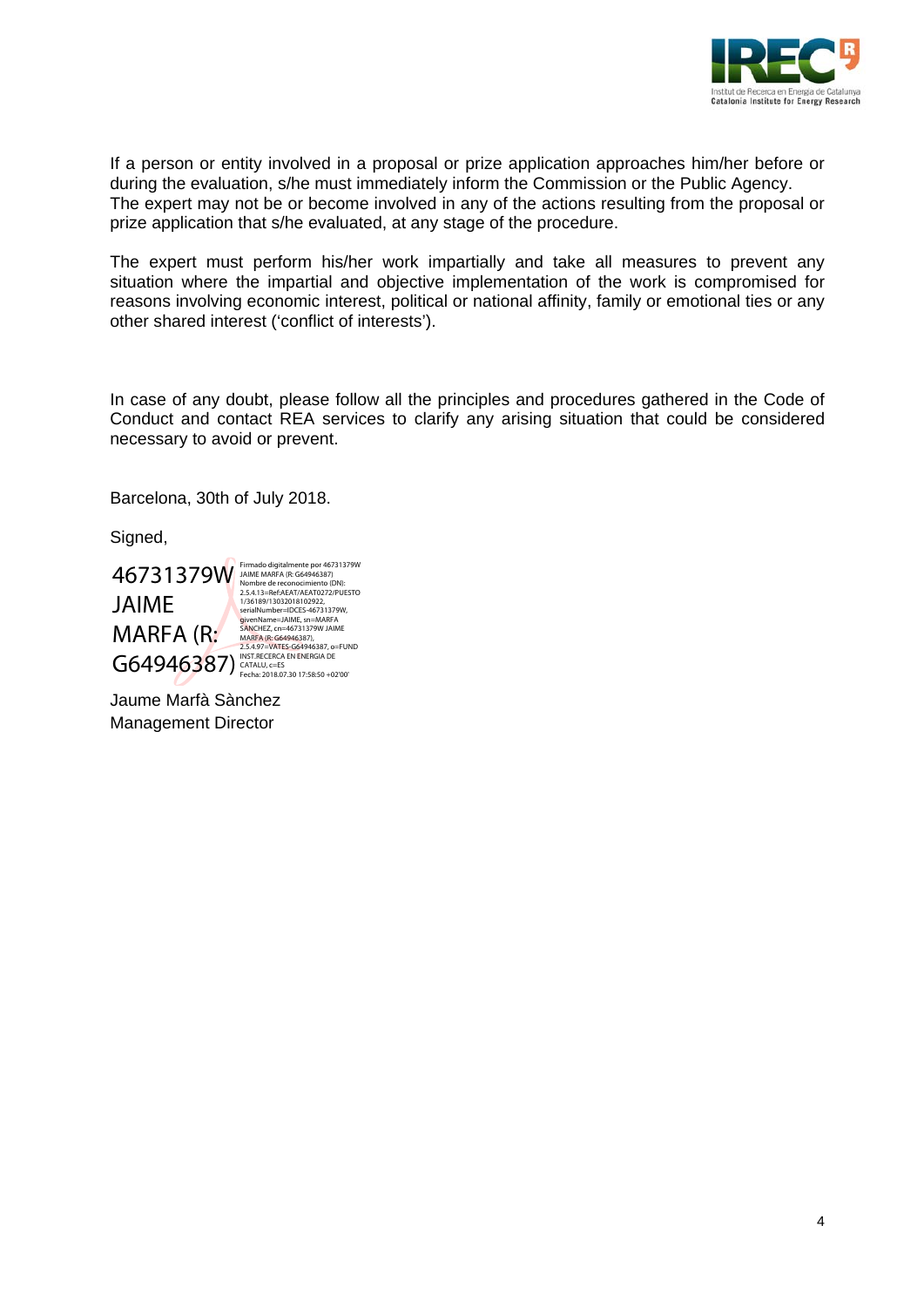If a person or entity involved in a proposal or prize application approaches him/her before or during the evaluation, s/he must immediately inform the Commission or the Public Agency. The expert may not be or become involved in any of the actions resulting from the proposal or prize application that s/he evaluated, at any stage of the procedure.

The expert must perform his/her work impartially and take all measures to prevent any situation where the impartial and objective implementation of the work is compromised for reasons involving economic interest, political or national affinity, family or emotional ties or any other shared interest ('conflict of interests').

In case of any doubt, please follow all the principles and procedures gathered in the Code of Conduct and contact REA services to clarify any arising situation that could be considered necessary to avoid or prevent.

Barcelona, 30th of July 2018.

Signed,

46731379W JAIME MARFA (R: G649946387)

Firmado digitalmente por 46731379W JAIME MARFA (R: G64946387)
Nombre de reconocimiento (DN): 2.5.4.13=Ref:AEAT/AEAT0272/PUESTO 1/36189/13032018102922, serialNumber=IDCES-46731379W, givenName=JAIME, sn=MARFA SANCHEZ, cn=46731379W JAIME MARFA (R: G64946387), 2.5.4.97=VATES-G64946387, o=FUND INST.RECERCA EN ENERGIA DE CATALU, c=ES
Fecha: 2018.07.30 17:58:50 +02'00'

Jaume Marfà Sànchez
Management Director